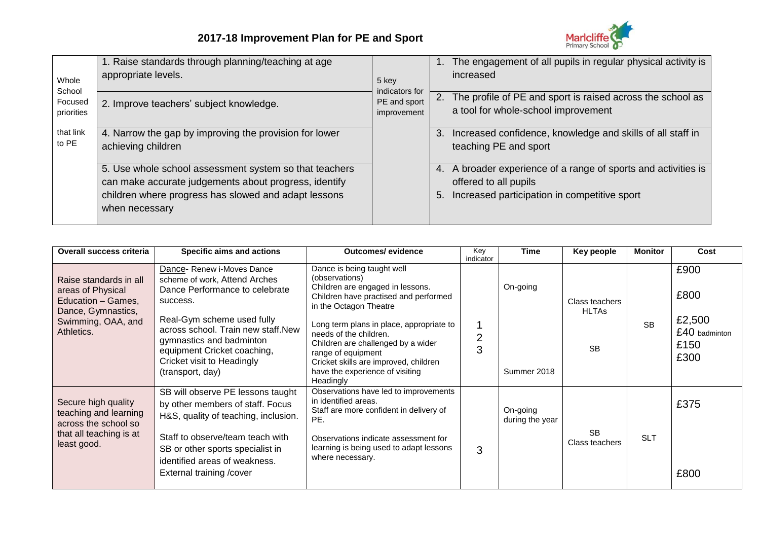# 2017-18 Improvement Plan for PE and Sport

Marlcliffe Primary School

| Whole School Focused priorities that link to PE | | 5 key indicators for PE and sport improvement | |
|---|---|---|---|
| | 1. Raise standards through planning/teaching at age appropriate levels. | | 1. The engagement of all pupils in regular physical activity is increased |
| | 2. Improve teachers' subject knowledge. | | 2. The profile of PE and sport is raised across the school as a tool for whole-school improvement |
| | 4. Narrow the gap by improving the provision for lower achieving children | | 3. Increased confidence, knowledge and skills of all staff in teaching PE and sport |
| | 5. Use whole school assessment system so that teachers can make accurate judgements about progress, identify children where progress has slowed and adapt lessons when necessary | | 4. A broader experience of a range of sports and activities is offered to all pupils<br>5. Increased participation in competitive sport |

| Overall success criteria | Specific aims and actions | Outcomes/ evidence | Key indicator | Time | Key people | Monitor | Cost |
|---|---|---|---|---|---|---|---|
| Raise standards in all areas of Physical Education – Games, Dance, Gymnastics, Swimming, OAA, and Athletics. | Dance- Renew i-Moves Dance scheme of work, Attend Arches Dance Performance to celebrate success.<br><br>Real-Gym scheme used fully across school. Train new staff.New gymnastics and badminton equipment Cricket coaching, Cricket visit to Headingly (transport, day) | Dance is being taught well (observations)<br>Children are engaged in lessons.<br>Children have practised and performed in the Octagon Theatre<br><br>Long term plans in place, appropriate to needs of the children.<br>Children are challenged by a wider range of equipment<br>Cricket skills are improved, children have the experience of visiting Headingly | 1<br>2<br>3 | On-going<br><br>Summer 2018 | Class teachers<br>HLTAs<br><br>SB | SB | £900<br><br>£800<br><br>£2,500<br>£40 badminton<br>£150<br>£300 |
| Secure high quality teaching and learning across the school so that all teaching is at least good. | SB will observe PE lessons taught by other members of staff. Focus H&S, quality of teaching, inclusion.<br><br>Staff to observe/team teach with SB or other sports specialist in identified areas of weakness.<br>External training /cover | Observations have led to improvements in identified areas.<br>Staff are more confident in delivery of PE.<br><br>Observations indicate assessment for learning is being used to adapt lessons where necessary. | 3 | On-going during the year | SB<br>Class teachers | SLT | £375<br><br>£800 |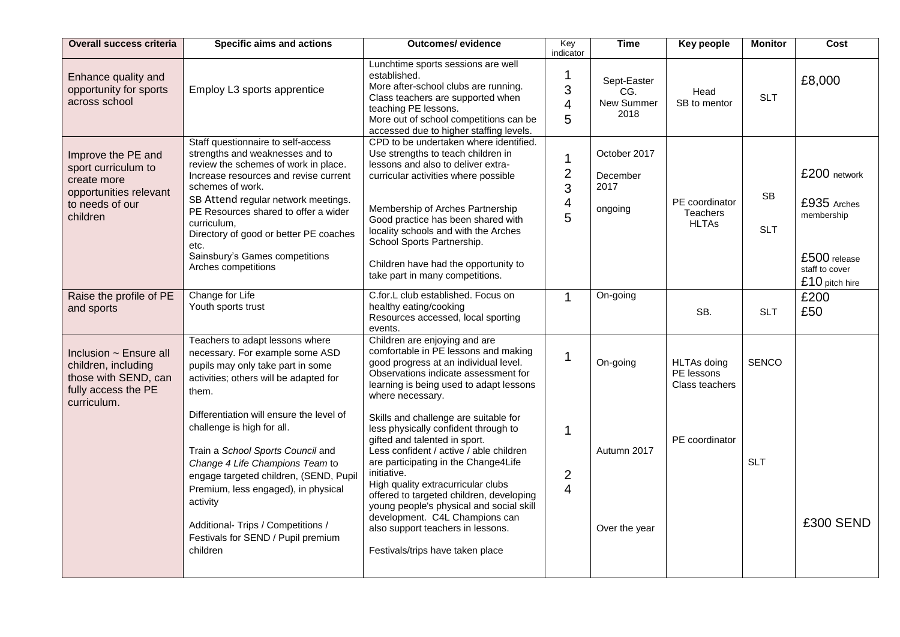| Overall success criteria | Specific aims and actions | Outcomes/ evidence | Key indicator | Time | Key people | Monitor | Cost |
|---|---|---|---|---|---|---|---|
| Enhance quality and opportunity for sports across school | Employ L3 sports apprentice | Lunchtime sports sessions are well established.<br>More after-school clubs are running.<br>Class teachers are supported when teaching PE lessons.<br>More out of school competitions can be accessed due to higher staffing levels. | 1<br>3<br>4<br>5 | Sept-Easter CG.<br>New Summer 2018 | Head<br>SB to mentor | SLT | £8,000 |
| Improve the PE and sport curriculum to create more opportunities relevant to needs of our children | Staff questionnaire to self-access strengths and weaknesses and to review the schemes of work in place.<br>Increase resources and revise current schemes of work.<br>SB Attend regular network meetings.<br>PE Resources shared to offer a wider curriculum,<br>Directory of good or better PE coaches etc.<br>Sainsbury's Games competitions<br>Arches competitions | CPD to be undertaken where identified.<br>Use strengths to teach children in lessons and also to deliver extra-curricular activities where possible<br><br>Membership of Arches Partnership<br>Good practice has been shared with locality schools and with the Arches School Sports Partnership.<br><br>Children have had the opportunity to take part in many competitions. | 1<br>2<br>3<br>4<br>5 | October 2017<br>December 2017<br>ongoing | PE coordinator<br>Teachers<br>HLTAs | SB<br>SLT | £200 network<br>£935 Arches membership<br>£500 release staff to cover<br>£10 pitch hire |
| Raise the profile of PE and sports | Change for Life<br>Youth sports trust | C.for.L club established. Focus on healthy eating/cooking<br>Resources accessed, local sporting events. | 1 | On-going | SB. | SLT | £200<br>£50 |
| Inclusion ~ Ensure all children, including those with SEND, can fully access the PE curriculum. | Teachers to adapt lessons where necessary. For example some ASD pupils may only take part in some activities; others will be adapted for them.<br><br>Differentiation will ensure the level of challenge is high for all.<br><br>Train a *School Sports Council* and *Change 4 Life Champions Team* to engage targeted children, (SEND, Pupil Premium, less engaged), in physical activity<br><br>Additional- Trips / Competitions / Festivals for SEND / Pupil premium children | Children are enjoying and are comfortable in PE lessons and making good progress at an individual level. Observations indicate assessment for learning is being used to adapt lessons where necessary.<br><br>Skills and challenge are suitable for less physically confident through to gifted and talented in sport.<br>Less confident / active / able children are participating in the Change4Life initiative.<br>High quality extracurricular clubs offered to targeted children, developing young people's physical and social skill development. C4L Champions can also support teachers in lessons.<br><br>Festivals/trips have taken place | 1<br><br>1<br><br>2<br>4 | On-going<br><br>Autumn 2017<br><br>Over the year | HLTAs doing PE lessons<br>Class teachers<br><br>PE coordinator | SENCO<br><br>SLT | £300 SEND |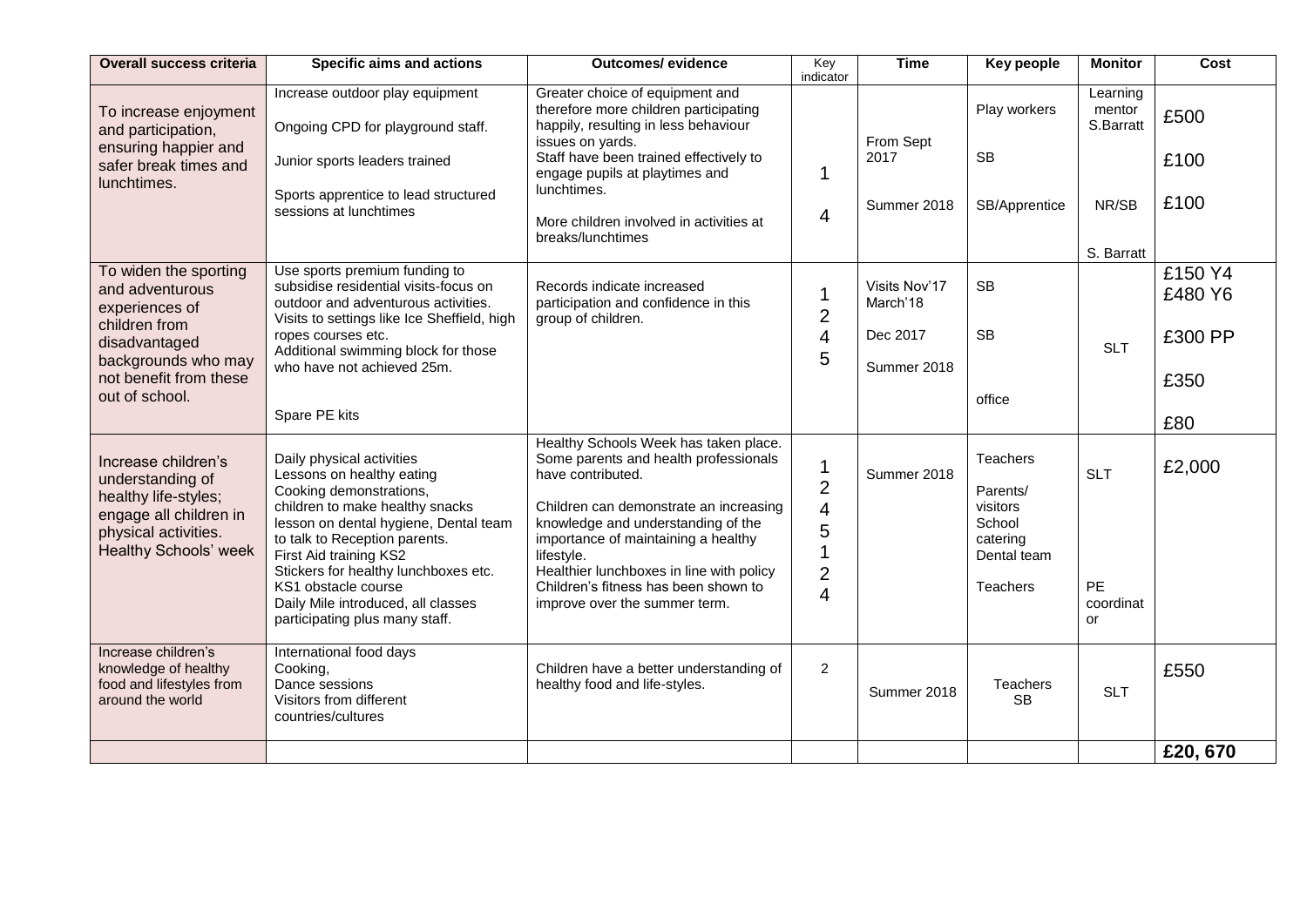| Overall success criteria | Specific aims and actions | Outcomes/ evidence | Key indicator | Time | Key people | Monitor | Cost |
|---|---|---|---|---|---|---|---|
| To increase enjoyment and participation, ensuring happier and safer break times and lunchtimes. | Increase outdoor play equipment<br><br>Ongoing CPD for playground staff.<br><br>Junior sports leaders trained<br><br>Sports apprentice to lead structured sessions at lunchtimes | Greater choice of equipment and therefore more children participating happily, resulting in less behaviour issues on yards.<br>Staff have been trained effectively to engage pupils at playtimes and lunchtimes.<br><br>More children involved in activities at breaks/lunchtimes | 1<br><br>4 | From Sept 2017<br><br>Summer 2018 | Play workers<br><br>SB<br><br>SB/Apprentice | Learning mentor S.Barratt<br><br>NR/SB<br><br>S. Barratt | £500<br><br>£100<br><br>£100 |
| To widen the sporting and adventurous experiences of children from disadvantaged backgrounds who may not benefit from these out of school. | Use sports premium funding to subsidise residential visits-focus on outdoor and adventurous activities.<br>Visits to settings like Ice Sheffield, high ropes courses etc.<br>Additional swimming block for those who have not achieved 25m.<br><br>Spare PE kits | Records indicate increased participation and confidence in this group of children. | 1<br>2<br>4<br>5 | Visits Nov'17 March'18<br><br>Dec 2017<br><br>Summer 2018 | SB<br><br>SB<br><br>office | SLT | £150 Y4<br>£480 Y6<br><br>£300 PP<br><br>£350<br><br>£80 |
| Increase children's understanding of healthy life-styles; engage all children in physical activities. Healthy Schools' week | Daily physical activities<br>Lessons on healthy eating<br>Cooking demonstrations,<br>children to make healthy snacks<br>lesson on dental hygiene, Dental team to talk to Reception parents.<br>First Aid training KS2<br>Stickers for healthy lunchboxes etc.<br>KS1 obstacle course<br>Daily Mile introduced, all classes participating plus many staff. | Healthy Schools Week has taken place. Some parents and health professionals have contributed.<br><br>Children can demonstrate an increasing knowledge and understanding of the importance of maintaining a healthy lifestyle.<br>Healthier lunchboxes in line with policy<br>Children's fitness has been shown to improve over the summer term. | 1<br>2<br>4<br>5<br>1<br>2<br>4 | Summer 2018 | Teachers<br><br>Parents/ visitors<br>School catering<br>Dental team<br><br>Teachers | SLT<br><br>PE coordinator | £2,000 |
| Increase children's knowledge of healthy food and lifestyles from around the world | International food days<br>Cooking,<br>Dance sessions<br>Visitors from different countries/cultures | Children have a better understanding of healthy food and life-styles. | 2 | Summer 2018 | Teachers<br>SB | SLT | £550 |
| | | | | | | | **£20, 670** |